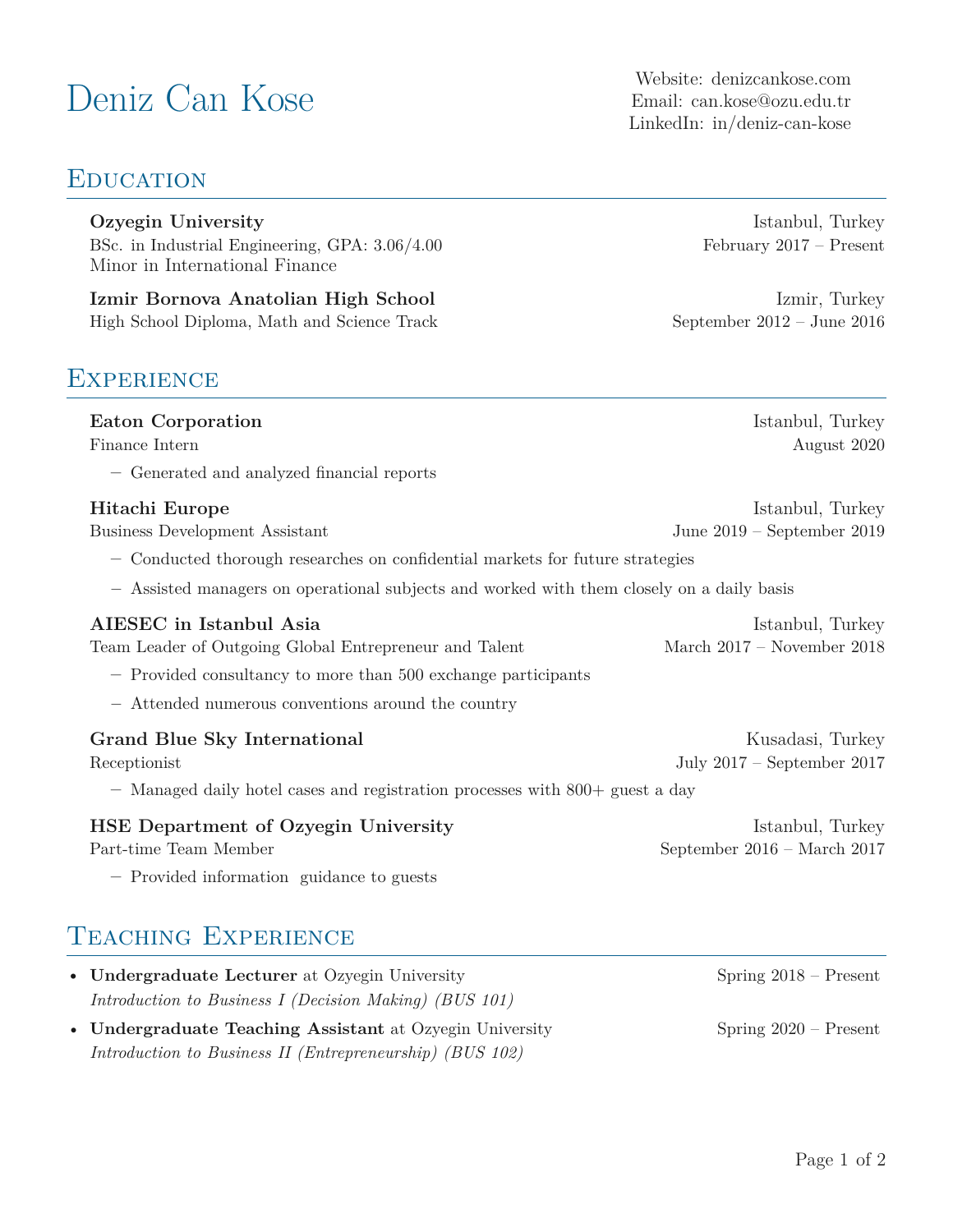# Deniz Can Kose

Website: denizcankose.com
Email: can.kose@ozu.edu.tr
LinkedIn: in/deniz-can-kose

## Education

**Ozyegin University** — Istanbul, Turkey
BSc. in Industrial Engineering, GPA: 3.06/4.00 — February 2017 – Present
Minor in International Finance

**Izmir Bornova Anatolian High School** — Izmir, Turkey
High School Diploma, Math and Science Track — September 2012 – June 2016

## Experience

**Eaton Corporation** — Istanbul, Turkey
Finance Intern — August 2020

- Generated and analyzed financial reports

**Hitachi Europe** — Istanbul, Turkey
Business Development Assistant — June 2019 – September 2019

- Conducted thorough researches on confidential markets for future strategies
- Assisted managers on operational subjects and worked with them closely on a daily basis

**AIESEC in Istanbul Asia** — Istanbul, Turkey
Team Leader of Outgoing Global Entrepreneur and Talent — March 2017 – November 2018

- Provided consultancy to more than 500 exchange participants
- Attended numerous conventions around the country

**Grand Blue Sky International** — Kusadasi, Turkey
Receptionist — July 2017 – September 2017

- Managed daily hotel cases and registration processes with 800+ guest a day

**HSE Department of Ozyegin University** — Istanbul, Turkey
Part-time Team Member — September 2016 – March 2017

- Provided information guidance to guests

## Teaching Experience

- **Undergraduate Lecturer** at Ozyegin University — Spring 2018 – Present
  *Introduction to Business I (Decision Making) (BUS 101)*
- **Undergraduate Teaching Assistant** at Ozyegin University — Spring 2020 – Present
  *Introduction to Business II (Entrepreneurship) (BUS 102)*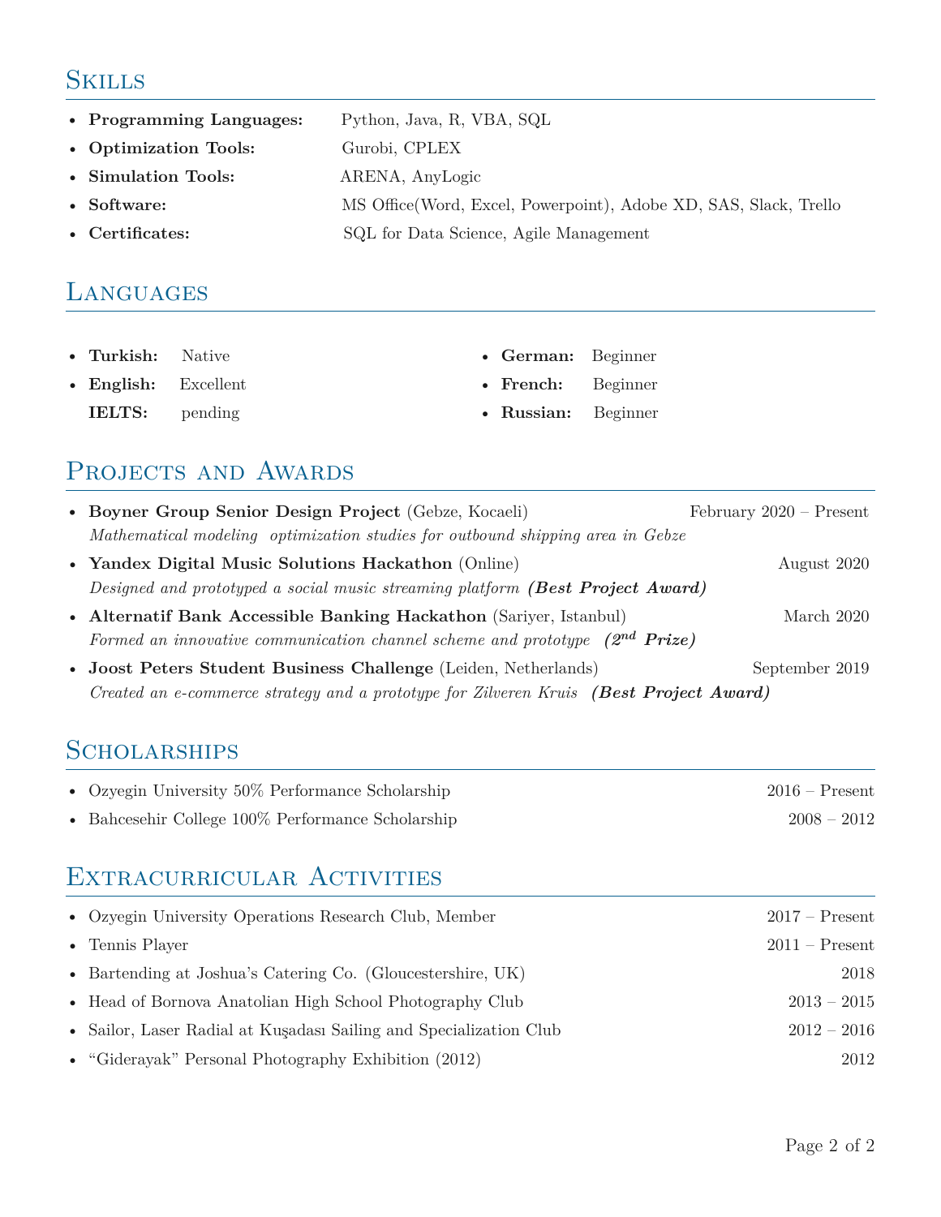## Skills

- **Programming Languages:** Python, Java, R, VBA, SQL
- **Optimization Tools:** Gurobi, CPLEX
- **Simulation Tools:** ARENA, AnyLogic
- **Software:** MS Office(Word, Excel, Powerpoint), Adobe XD, SAS, Slack, Trello
- **Certificates:** SQL for Data Science, Agile Management

## Languages

- **Turkish:** Native
- **English:** Excellent
  **IELTS:** pending
- **German:** Beginner
- **French:** Beginner
- **Russian:** Beginner

## Projects and Awards

- **Boyner Group Senior Design Project** (Gebze, Kocaeli) — February 2020 – Present
  *Mathematical modeling optimization studies for outbound shipping area in Gebze*
- **Yandex Digital Music Solutions Hackathon** (Online) — August 2020
  *Designed and prototyped a social music streaming platform* ***(Best Project Award)***
- **Alternatif Bank Accessible Banking Hackathon** (Sariyer, Istanbul) — March 2020
  *Formed an innovative communication channel scheme and prototype* ***(2nd Prize)***
- **Joost Peters Student Business Challenge** (Leiden, Netherlands) — September 2019
  *Created an e-commerce strategy and a prototype for Zilveren Kruis* ***(Best Project Award)***

## Scholarships

- Ozyegin University 50% Performance Scholarship — 2016 – Present
- Bahcesehir College 100% Performance Scholarship — 2008 – 2012

## Extracurricular Activities

- Ozyegin University Operations Research Club, Member — 2017 – Present
- Tennis Player — 2011 – Present
- Bartending at Joshua's Catering Co. (Gloucestershire, UK) — 2018
- Head of Bornova Anatolian High School Photography Club — 2013 – 2015
- Sailor, Laser Radial at Kuşadası Sailing and Specialization Club — 2012 – 2016
- "Giderayak" Personal Photography Exhibition (2012) — 2012